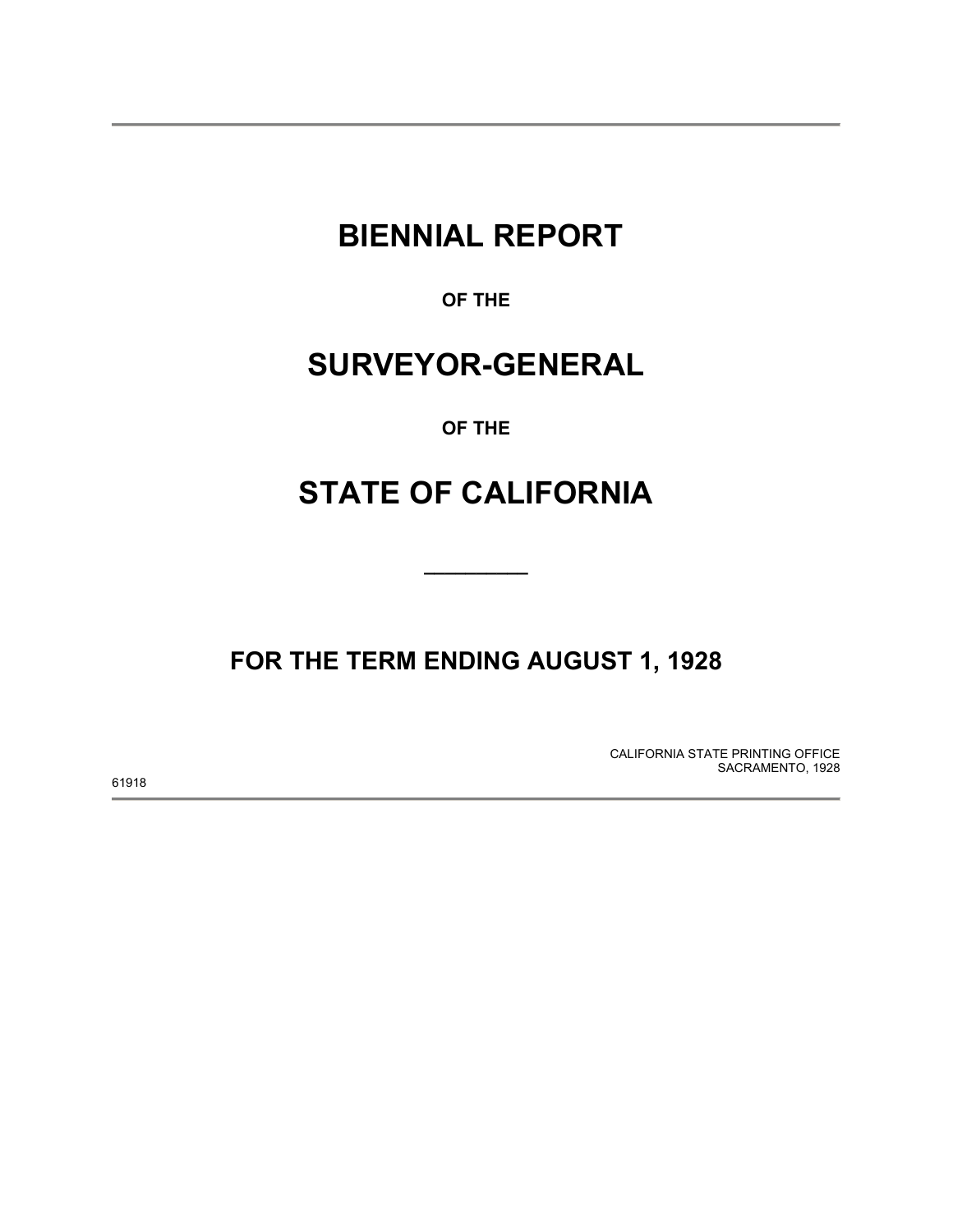# BIENNIAL REPORT

**OF THE**

# SURVEYOR-GENERAL

**OF THE**

# STATE OF CALIFORNIA

---

## FOR THE TERM ENDING AUGUST 1, 1928

CALIFORNIA STATE PRINTING OFFICE
SACRAMENTO, 1928

61918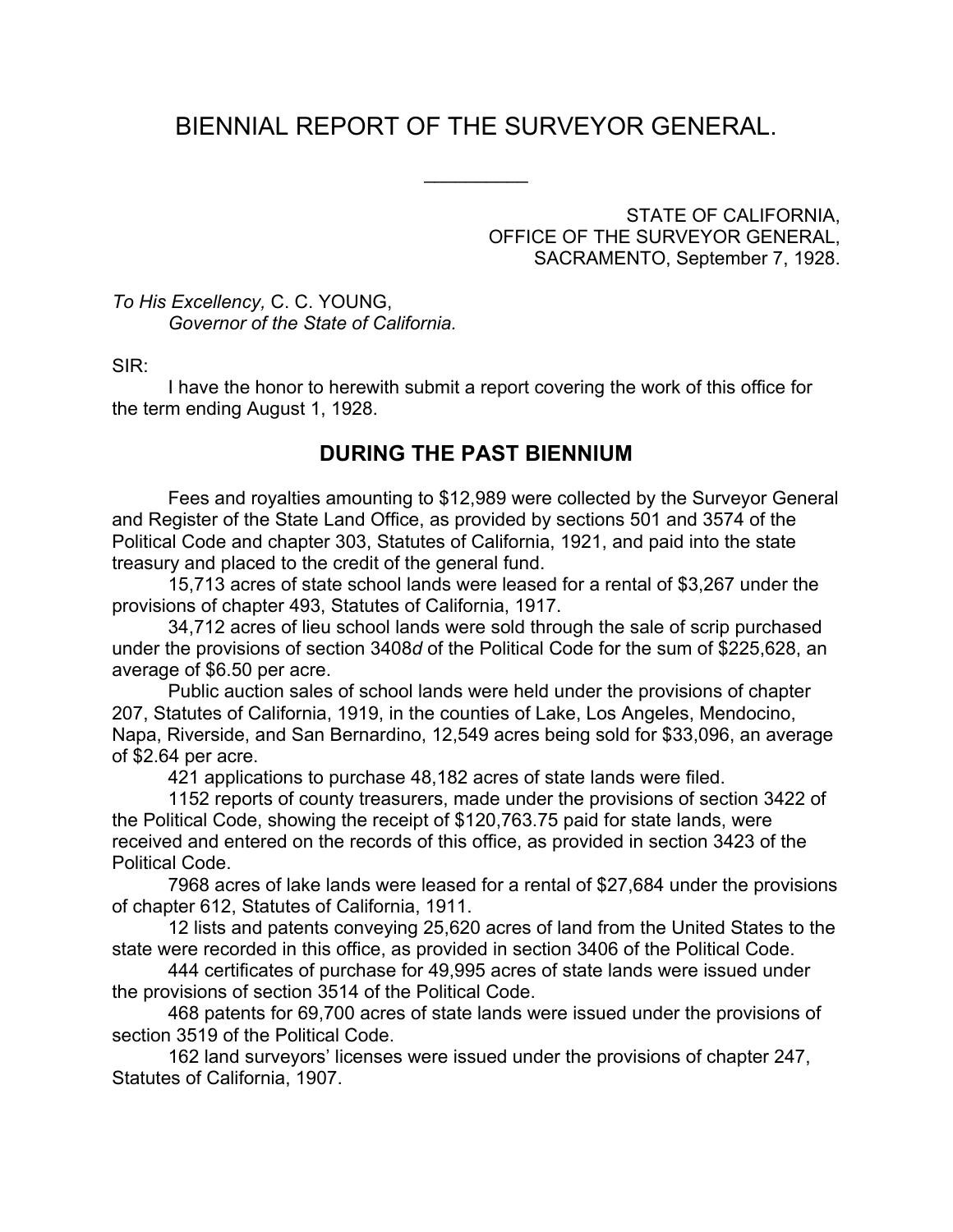# BIENNIAL REPORT OF THE SURVEYOR GENERAL.

---

STATE OF CALIFORNIA,
OFFICE OF THE SURVEYOR GENERAL,
SACRAMENTO, September 7, 1928.

*To His Excellency,* C. C. YOUNG,
*Governor of the State of California.*

SIR:

I have the honor to herewith submit a report covering the work of this office for the term ending August 1, 1928.

## DURING THE PAST BIENNIUM

Fees and royalties amounting to $12,989 were collected by the Surveyor General and Register of the State Land Office, as provided by sections 501 and 3574 of the Political Code and chapter 303, Statutes of California, 1921, and paid into the state treasury and placed to the credit of the general fund.

15,713 acres of state school lands were leased for a rental of $3,267 under the provisions of chapter 493, Statutes of California, 1917.

34,712 acres of lieu school lands were sold through the sale of scrip purchased under the provisions of section 3408*d* of the Political Code for the sum of $225,628, an average of $6.50 per acre.

Public auction sales of school lands were held under the provisions of chapter 207, Statutes of California, 1919, in the counties of Lake, Los Angeles, Mendocino, Napa, Riverside, and San Bernardino, 12,549 acres being sold for $33,096, an average of $2.64 per acre.

421 applications to purchase 48,182 acres of state lands were filed.

1152 reports of county treasurers, made under the provisions of section 3422 of the Political Code, showing the receipt of $120,763.75 paid for state lands, were received and entered on the records of this office, as provided in section 3423 of the Political Code.

7968 acres of lake lands were leased for a rental of $27,684 under the provisions of chapter 612, Statutes of California, 1911.

12 lists and patents conveying 25,620 acres of land from the United States to the state were recorded in this office, as provided in section 3406 of the Political Code.

444 certificates of purchase for 49,995 acres of state lands were issued under the provisions of section 3514 of the Political Code.

468 patents for 69,700 acres of state lands were issued under the provisions of section 3519 of the Political Code.

162 land surveyors' licenses were issued under the provisions of chapter 247, Statutes of California, 1907.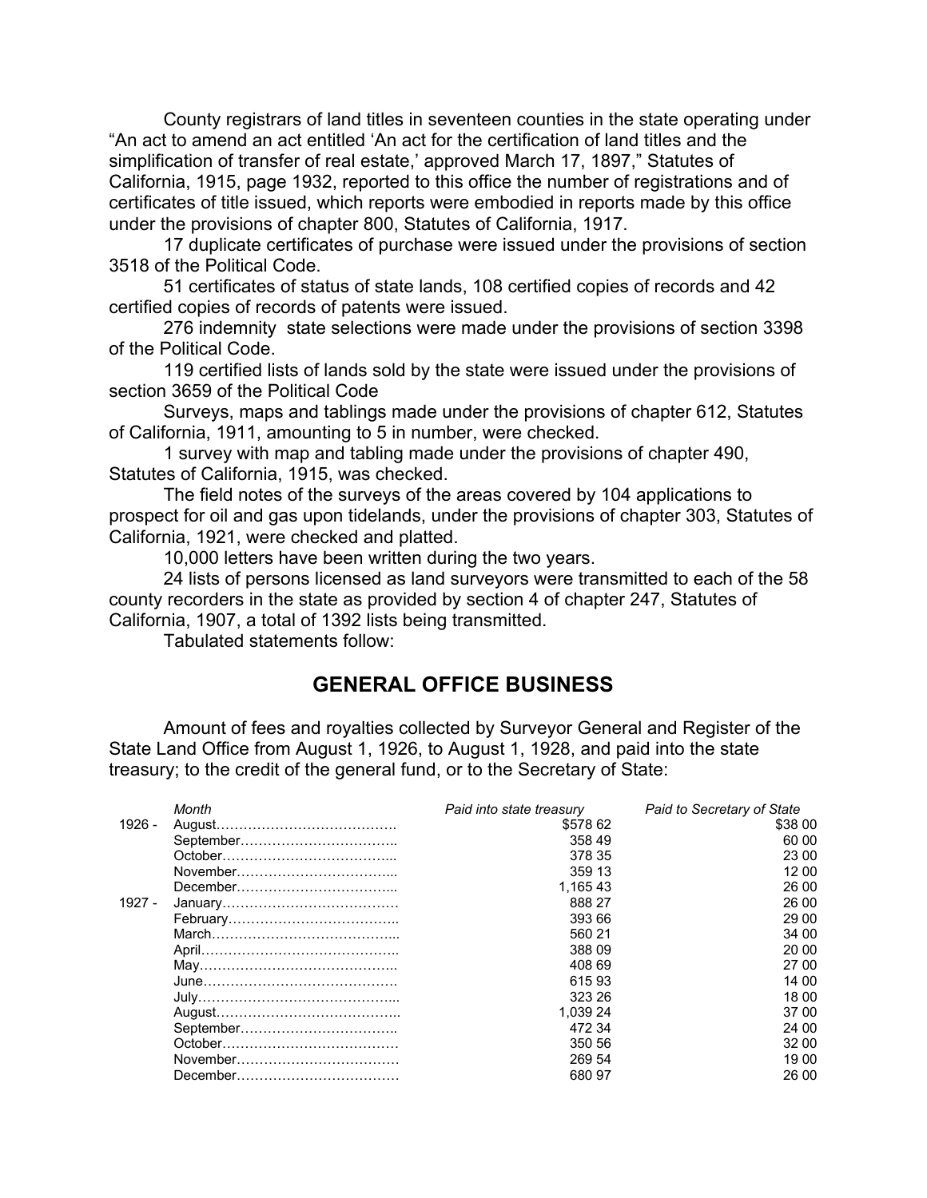County registrars of land titles in seventeen counties in the state operating under "An act to amend an act entitled 'An act for the certification of land titles and the simplification of transfer of real estate,' approved March 17, 1897," Statutes of California, 1915, page 1932, reported to this office the number of registrations and of certificates of title issued, which reports were embodied in reports made by this office under the provisions of chapter 800, Statutes of California, 1917.

17 duplicate certificates of purchase were issued under the provisions of section 3518 of the Political Code.

51 certificates of status of state lands, 108 certified copies of records and 42 certified copies of records of patents were issued.

276 indemnity state selections were made under the provisions of section 3398 of the Political Code.

119 certified lists of lands sold by the state were issued under the provisions of section 3659 of the Political Code

Surveys, maps and tablings made under the provisions of chapter 612, Statutes of California, 1911, amounting to 5 in number, were checked.

1 survey with map and tabling made under the provisions of chapter 490, Statutes of California, 1915, was checked.

The field notes of the surveys of the areas covered by 104 applications to prospect for oil and gas upon tidelands, under the provisions of chapter 303, Statutes of California, 1921, were checked and platted.

10,000 letters have been written during the two years.

24 lists of persons licensed as land surveyors were transmitted to each of the 58 county recorders in the state as provided by section 4 of chapter 247, Statutes of California, 1907, a total of 1392 lists being transmitted.

Tabulated statements follow:

## GENERAL OFFICE BUSINESS

Amount of fees and royalties collected by Surveyor General and Register of the State Land Office from August 1, 1926, to August 1, 1928, and paid into the state treasury; to the credit of the general fund, or to the Secretary of State:

| | *Month* | *Paid into state treasury* | *Paid to Secretary of State* |
|---|---|---|---|
| 1926 - | August | $578 62 | $38 00 |
| | September | 358 49 | 60 00 |
| | October | 378 35 | 23 00 |
| | November | 359 13 | 12 00 |
| | December | 1,165 43 | 26 00 |
| 1927 - | January | 888 27 | 26 00 |
| | February | 393 66 | 29 00 |
| | March | 560 21 | 34 00 |
| | April | 388 09 | 20 00 |
| | May | 408 69 | 27 00 |
| | June | 615 93 | 14 00 |
| | July | 323 26 | 18 00 |
| | August | 1,039 24 | 37 00 |
| | September | 472 34 | 24 00 |
| | October | 350 56 | 32 00 |
| | November | 269 54 | 19 00 |
| | December | 680 97 | 26 00 |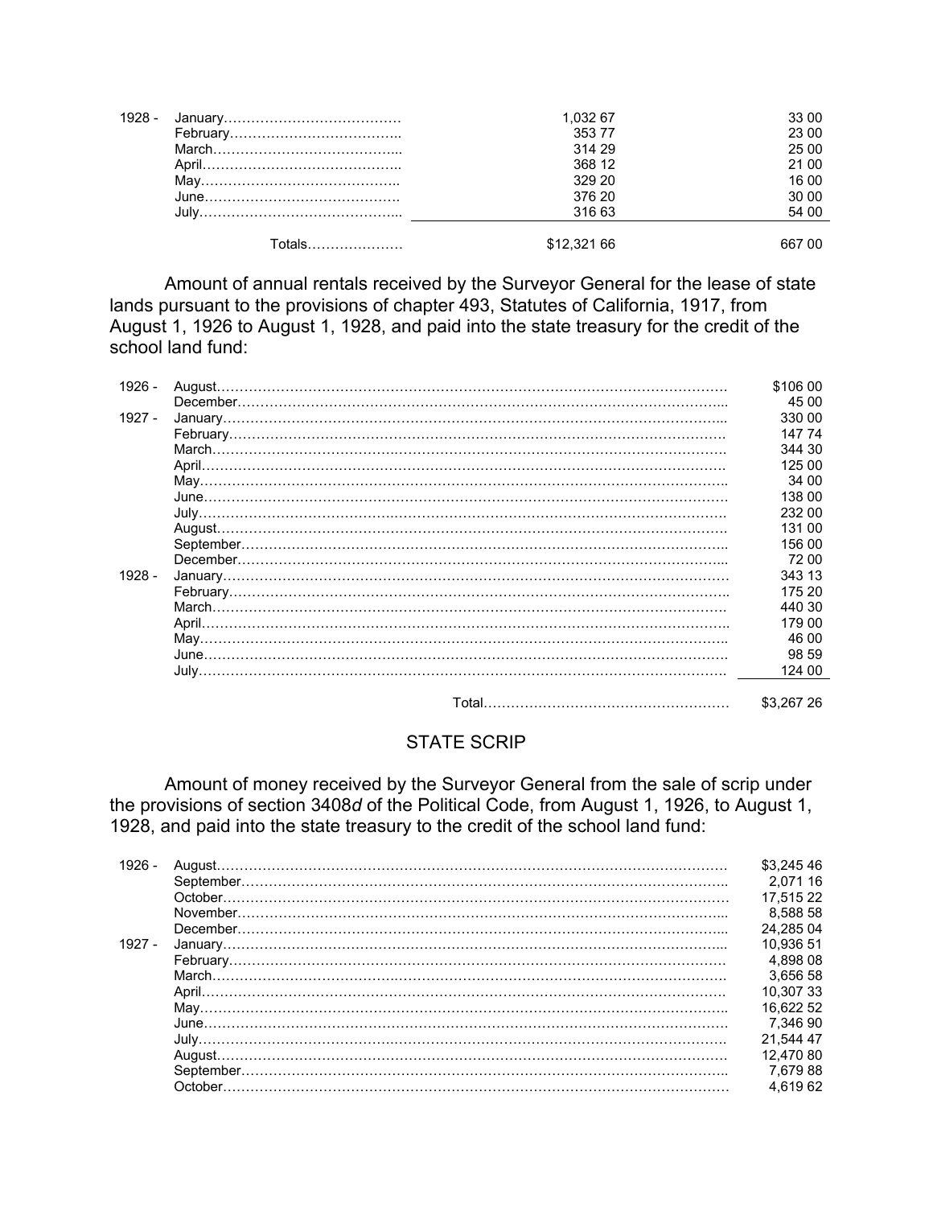| | | | |
|---|---|---|---|
| 1928 - | January | 1,032 67 | 33 00 |
| | February | 353 77 | 23 00 |
| | March | 314 29 | 25 00 |
| | April | 368 12 | 21 00 |
| | May | 329 20 | 16 00 |
| | June | 376 20 | 30 00 |
| | July | 316 63 | 54 00 |
| | Totals | $12,321 66 | 667 00 |

Amount of annual rentals received by the Surveyor General for the lease of state lands pursuant to the provisions of chapter 493, Statutes of California, 1917, from August 1, 1926 to August 1, 1928, and paid into the state treasury for the credit of the school land fund:

| | | |
|---|---|---|
| 1926 - | August | $106 00 |
| | December | 45 00 |
| 1927 - | January | 330 00 |
| | February | 147 74 |
| | March | 344 30 |
| | April | 125 00 |
| | May | 34 00 |
| | June | 138 00 |
| | July | 232 00 |
| | August | 131 00 |
| | September | 156 00 |
| | December | 72 00 |
| 1928 - | January | 343 13 |
| | February | 175 20 |
| | March | 440 30 |
| | April | 179 00 |
| | May | 46 00 |
| | June | 98 59 |
| | July | 124 00 |
| | Total | $3,267 26 |

## STATE SCRIP

Amount of money received by the Surveyor General from the sale of scrip under the provisions of section 3408*d* of the Political Code, from August 1, 1926, to August 1, 1928, and paid into the state treasury to the credit of the school land fund:

| | | |
|---|---|---|
| 1926 - | August | $3,245 46 |
| | September | 2,071 16 |
| | October | 17,515 22 |
| | November | 8,588 58 |
| | December | 24,285 04 |
| 1927 - | January | 10,936 51 |
| | February | 4,898 08 |
| | March | 3,656 58 |
| | April | 10,307 33 |
| | May | 16,622 52 |
| | June | 7,346 90 |
| | July | 21,544 47 |
| | August | 12,470 80 |
| | September | 7,679 88 |
| | October | 4,619 62 |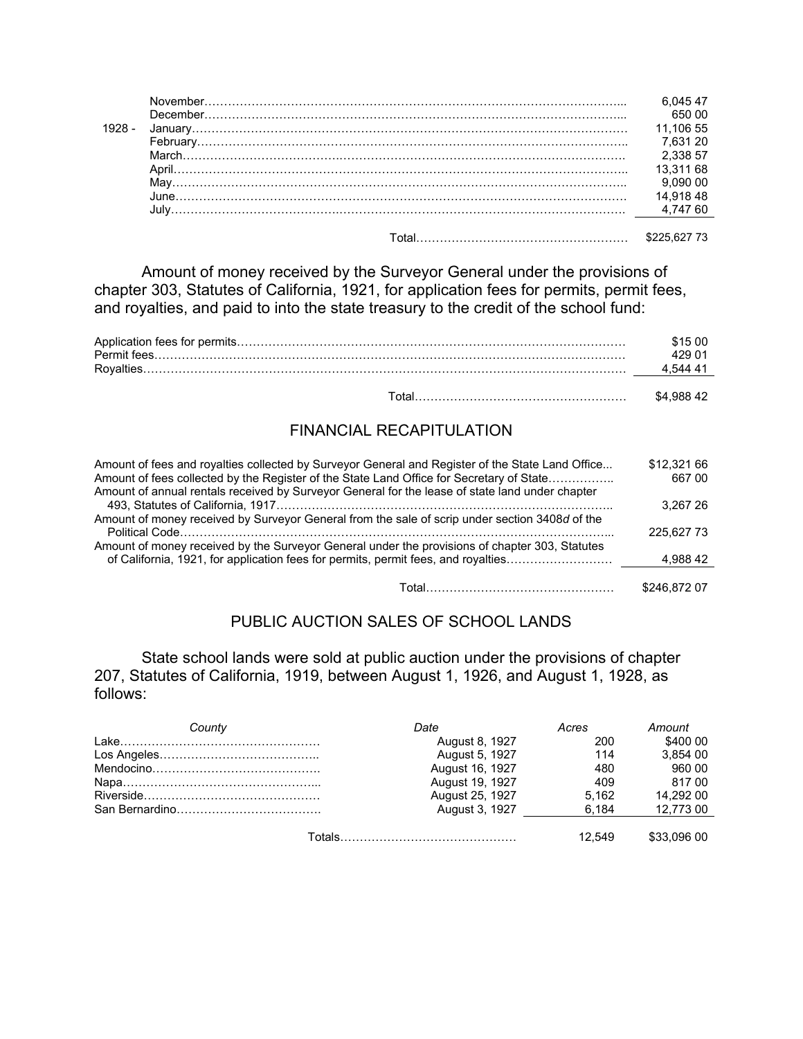| | | |
|---|---|---|
| | November | 6,045 47 |
| | December | 650 00 |
| 1928 - | January | 11,106 55 |
| | February | 7,631 20 |
| | March | 2,338 57 |
| | April | 13,311 68 |
| | May | 9,090 00 |
| | June | 14,918 48 |
| | July | 4,747 60 |
| | Total | $225,627 73 |

Amount of money received by the Surveyor General under the provisions of chapter 303, Statutes of California, 1921, for application fees for permits, permit fees, and royalties, and paid to into the state treasury to the credit of the school fund:

| | |
|---|---|
| Application fees for permits | $15 00 |
| Permit fees | 429 01 |
| Royalties | 4,544 41 |
| Total | $4,988 42 |

## FINANCIAL RECAPITULATION

| | |
|---|---|
| Amount of fees and royalties collected by Surveyor General and Register of the State Land Office | $12,321 66 |
| Amount of fees collected by the Register of the State Land Office for Secretary of State | 667 00 |
| Amount of annual rentals received by Surveyor General for the lease of state land under chapter 493, Statutes of California, 1917 | 3,267 26 |
| Amount of money received by Surveyor General from the sale of scrip under section 3408*d* of the Political Code | 225,627 73 |
| Amount of money received by the Surveyor General under the provisions of chapter 303, Statutes of California, 1921, for application fees for permits, permit fees, and royalties | 4,988 42 |
| Total | $246,872 07 |

## PUBLIC AUCTION SALES OF SCHOOL LANDS

State school lands were sold at public auction under the provisions of chapter 207, Statutes of California, 1919, between August 1, 1926, and August 1, 1928, as follows:

| *County* | *Date* | *Acres* | *Amount* |
|---|---|---|---|
| Lake | August 8, 1927 | 200 | $400 00 |
| Los Angeles | August 5, 1927 | 114 | 3,854 00 |
| Mendocino | August 16, 1927 | 480 | 960 00 |
| Napa | August 19, 1927 | 409 | 817 00 |
| Riverside | August 25, 1927 | 5,162 | 14,292 00 |
| San Bernardino | August 3, 1927 | 6,184 | 12,773 00 |
| Totals | | 12,549 | $33,096 00 |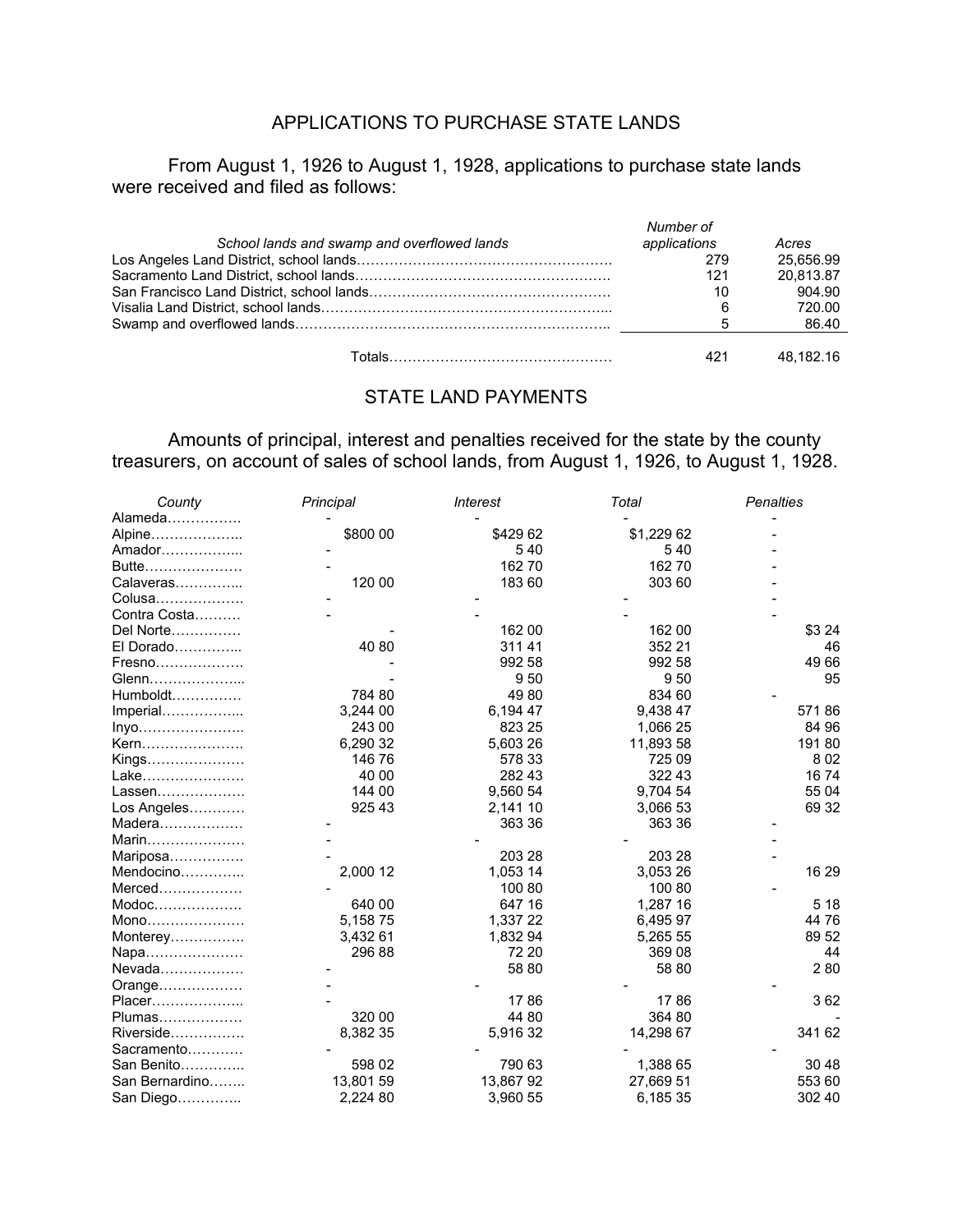## APPLICATIONS TO PURCHASE STATE LANDS

From August 1, 1926 to August 1, 1928, applications to purchase state lands were received and filed as follows:

| *School lands and swamp and overflowed lands* | *Number of applications* | *Acres* |
|---|---|---|
| Los Angeles Land District, school lands………………………………………………. | 279 | 25,656.99 |
| Sacramento Land District, school lands………………………………………………. | 121 | 20,813.87 |
| San Francisco Land District, school lands……………………………………………. | 10 | 904.90 |
| Visalia Land District, school lands……………………………………………………... | 6 | 720.00 |
| Swamp and overflowed lands………………………………………………………….. | 5 | 86.40 |
| Totals………………………………………… | 421 | 48,182.16 |

## STATE LAND PAYMENTS

Amounts of principal, interest and penalties received for the state by the county treasurers, on account of sales of school lands, from August 1, 1926, to August 1, 1928.

| *County* | *Principal* | *Interest* | *Total* | *Penalties* |
|---|---|---|---|---|
| Alameda……………. | - | - | - | - |
| Alpine……………….. | $800 00 | $429 62 | $1,229 62 | - |
| Amador……………... | - | 5 40 | 5 40 | - |
| Butte………………… | - | 162 70 | 162 70 | - |
| Calaveras…………... | 120 00 | 183 60 | 303 60 | - |
| Colusa………………. | - | - | - | - |
| Contra Costa………. | - | - | - | - |
| Del Norte…………… | - | 162 00 | 162 00 | $3 24 |
| El Dorado…………... | 40 80 | 311 41 | 352 21 | 46 |
| Fresno………………. | - | 992 58 | 992 58 | 49 66 |
| Glenn………………... | - | 9 50 | 9 50 | 95 |
| Humboldt…………… | 784 80 | 49 80 | 834 60 | - |
| Imperial……………... | 3,244 00 | 6,194 47 | 9,438 47 | 571 86 |
| Inyo………………….. | 243 00 | 823 25 | 1,066 25 | 84 96 |
| Kern…………………. | 6,290 32 | 5,603 26 | 11,893 58 | 191 80 |
| Kings………………… | 146 76 | 578 33 | 725 09 | 8 02 |
| Lake…………………. | 40 00 | 282 43 | 322 43 | 16 74 |
| Lassen………………. | 144 00 | 9,560 54 | 9,704 54 | 55 04 |
| Los Angeles………… | 925 43 | 2,141 10 | 3,066 53 | 69 32 |
| Madera……………… | - | 363 36 | 363 36 | - |
| Marin………………… | - | - | - | - |
| Mariposa……………. | - | 203 28 | 203 28 | - |
| Mendocino………….. | 2,000 12 | 1,053 14 | 3,053 26 | 16 29 |
| Merced……………… | - | 100 80 | 100 80 | - |
| Modoc………………. | 640 00 | 647 16 | 1,287 16 | 5 18 |
| Mono………………… | 5,158 75 | 1,337 22 | 6,495 97 | 44 76 |
| Monterey……………. | 3,432 61 | 1,832 94 | 5,265 55 | 89 52 |
| Napa………………… | 296 88 | 72 20 | 369 08 | 44 |
| Nevada……………… | - | 58 80 | 58 80 | 2 80 |
| Orange……………… | - | - | - | - |
| Placer……………….. | - | 17 86 | 17 86 | 3 62 |
| Plumas……………… | 320 00 | 44 80 | 364 80 | - |
| Riverside……………. | 8,382 35 | 5,916 32 | 14,298 67 | 341 62 |
| Sacramento………… | - | - | - | - |
| San Benito………….. | 598 02 | 790 63 | 1,388 65 | 30 48 |
| San Bernardino…….. | 13,801 59 | 13,867 92 | 27,669 51 | 553 60 |
| San Diego………….. | 2,224 80 | 3,960 55 | 6,185 35 | 302 40 |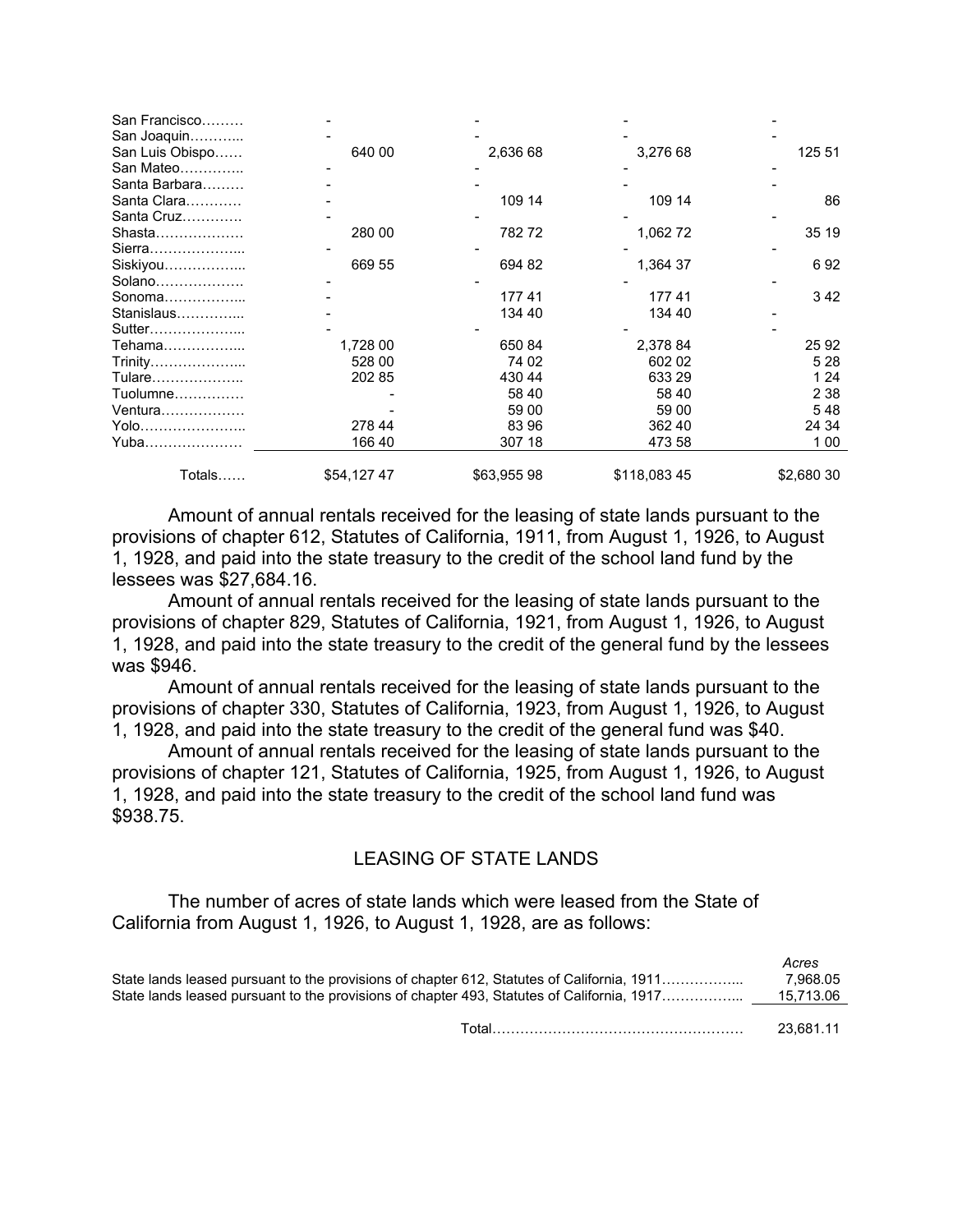| | | | | |
|---|---|---|---|---|
| San Francisco……… | - | - | - | - |
| San Joaquin………... | - | - | - | - |
| San Luis Obispo…… | 640 00 | 2,636 68 | 3,276 68 | 125 51 |
| San Mateo………….. | - | - | - | - |
| Santa Barbara……… | - | - | - | - |
| Santa Clara………… | - | 109 14 | 109 14 | 86 |
| Santa Cruz…………. | - | - | - | - |
| Shasta………………. | 280 00 | 782 72 | 1,062 72 | 35 19 |
| Sierra………………... | - | - | - | - |
| Siskiyou……………... | 669 55 | 694 82 | 1,364 37 | 6 92 |
| Solano………………. | - | - | - | - |
| Sonoma……………... | - | 177 41 | 177 41 | 3 42 |
| Stanislaus…………... | - | 134 40 | 134 40 | - |
| Sutter………………... | - | - | - | - |
| Tehama……………... | 1,728 00 | 650 84 | 2,378 84 | 25 92 |
| Trinity………………... | 528 00 | 74 02 | 602 02 | 5 28 |
| Tulare……………….. | 202 85 | 430 44 | 633 29 | 1 24 |
| Tuolumne…………… | - | 58 40 | 58 40 | 2 38 |
| Ventura……………… | - | 59 00 | 59 00 | 5 48 |
| Yolo………………….. | 278 44 | 83 96 | 362 40 | 24 34 |
| Yuba………………… | 166 40 | 307 18 | 473 58 | 1 00 |
| Totals…… | $54,127 47 | $63,955 98 | $118,083 45 | $2,680 30 |

Amount of annual rentals received for the leasing of state lands pursuant to the provisions of chapter 612, Statutes of California, 1911, from August 1, 1926, to August 1, 1928, and paid into the state treasury to the credit of the school land fund by the lessees was $27,684.16.

Amount of annual rentals received for the leasing of state lands pursuant to the provisions of chapter 829, Statutes of California, 1921, from August 1, 1926, to August 1, 1928, and paid into the state treasury to the credit of the general fund by the lessees was $946.

Amount of annual rentals received for the leasing of state lands pursuant to the provisions of chapter 330, Statutes of California, 1923, from August 1, 1926, to August 1, 1928, and paid into the state treasury to the credit of the general fund was $40.

Amount of annual rentals received for the leasing of state lands pursuant to the provisions of chapter 121, Statutes of California, 1925, from August 1, 1926, to August 1, 1928, and paid into the state treasury to the credit of the school land fund was $938.75.

## LEASING OF STATE LANDS

The number of acres of state lands which were leased from the State of California from August 1, 1926, to August 1, 1928, are as follows:

| | *Acres* |
|---|---|
| State lands leased pursuant to the provisions of chapter 612, Statutes of California, 1911……………... | 7,968.05 |
| State lands leased pursuant to the provisions of chapter 493, Statutes of California, 1917……………... | 15,713.06 |
| Total……………………………………………… | 23,681.11 |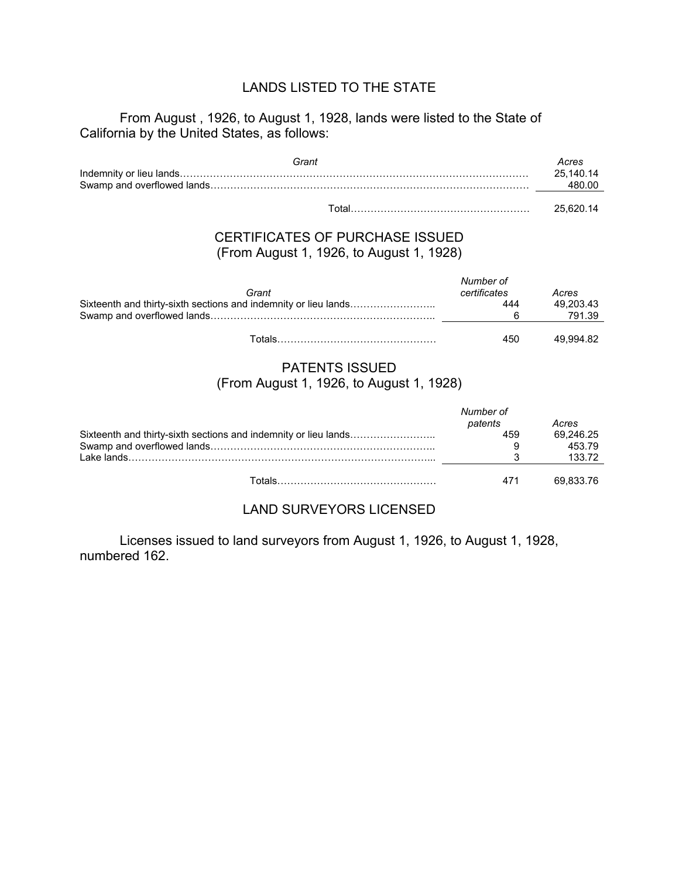## LANDS LISTED TO THE STATE

From August , 1926, to August 1, 1928, lands were listed to the State of California by the United States, as follows:

| *Grant* | *Acres* |
|---|---|
| Indemnity or lieu lands | 25,140.14 |
| Swamp and overflowed lands | 480.00 |
| Total | 25,620.14 |

## CERTIFICATES OF PURCHASE ISSUED
(From August 1, 1926, to August 1, 1928)

| *Grant* | *Number of certificates* | *Acres* |
|---|---|---|
| Sixteenth and thirty-sixth sections and indemnity or lieu lands | 444 | 49,203.43 |
| Swamp and overflowed lands | 6 | 791.39 |
| Totals | 450 | 49,994.82 |

## PATENTS ISSUED
(From August 1, 1926, to August 1, 1928)

| | *Number of patents* | *Acres* |
|---|---|---|
| Sixteenth and thirty-sixth sections and indemnity or lieu lands | 459 | 69,246.25 |
| Swamp and overflowed lands | 9 | 453.79 |
| Lake lands | 3 | 133.72 |
| Totals | 471 | 69,833.76 |

## LAND SURVEYORS LICENSED

Licenses issued to land surveyors from August 1, 1926, to August 1, 1928, numbered 162.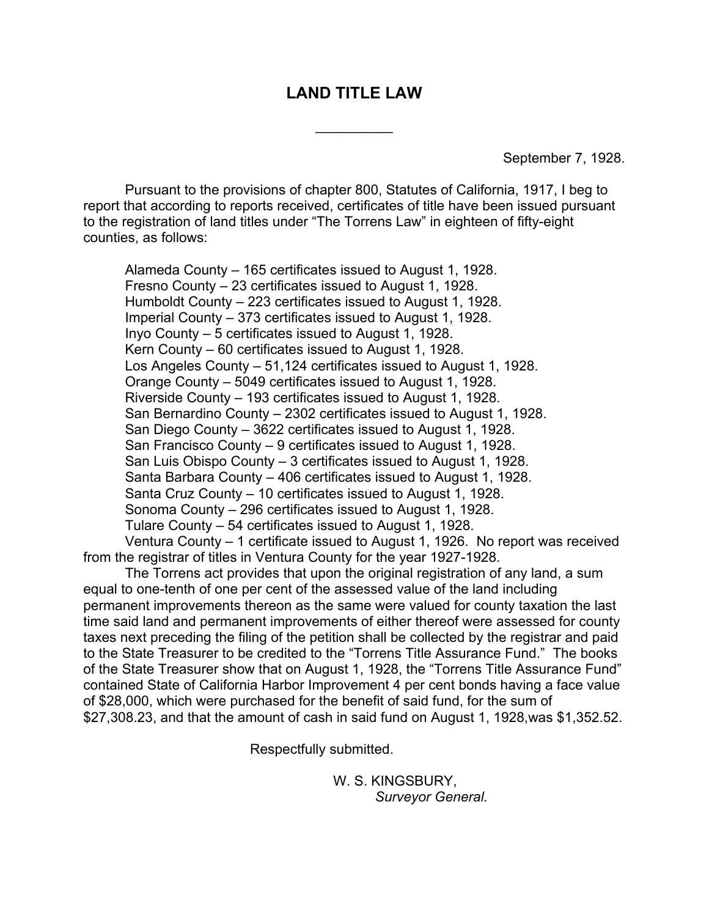# LAND TITLE LAW

---

September 7, 1928.

Pursuant to the provisions of chapter 800, Statutes of California, 1917, I beg to report that according to reports received, certificates of title have been issued pursuant to the registration of land titles under "The Torrens Law" in eighteen of fifty-eight counties, as follows:

Alameda County – 165 certificates issued to August 1, 1928.
Fresno County – 23 certificates issued to August 1, 1928.
Humboldt County – 223 certificates issued to August 1, 1928.
Imperial County – 373 certificates issued to August 1, 1928.
Inyo County – 5 certificates issued to August 1, 1928.
Kern County – 60 certificates issued to August 1, 1928.
Los Angeles County – 51,124 certificates issued to August 1, 1928.
Orange County – 5049 certificates issued to August 1, 1928.
Riverside County – 193 certificates issued to August 1, 1928.
San Bernardino County – 2302 certificates issued to August 1, 1928.
San Diego County – 3622 certificates issued to August 1, 1928.
San Francisco County – 9 certificates issued to August 1, 1928.
San Luis Obispo County – 3 certificates issued to August 1, 1928.
Santa Barbara County – 406 certificates issued to August 1, 1928.
Santa Cruz County – 10 certificates issued to August 1, 1928.
Sonoma County – 296 certificates issued to August 1, 1928.
Tulare County – 54 certificates issued to August 1, 1928.
Ventura County – 1 certificate issued to August 1, 1926. No report was received from the registrar of titles in Ventura County for the year 1927-1928.

The Torrens act provides that upon the original registration of any land, a sum equal to one-tenth of one per cent of the assessed value of the land including permanent improvements thereon as the same were valued for county taxation the last time said land and permanent improvements of either thereof were assessed for county taxes next preceding the filing of the petition shall be collected by the registrar and paid to the State Treasurer to be credited to the "Torrens Title Assurance Fund." The books of the State Treasurer show that on August 1, 1928, the "Torrens Title Assurance Fund" contained State of California Harbor Improvement 4 per cent bonds having a face value of $28,000, which were purchased for the benefit of said fund, for the sum of $27,308.23, and that the amount of cash in said fund on August 1, 1928,was $1,352.52.

Respectfully submitted.

W. S. KINGSBURY,
*Surveyor General.*